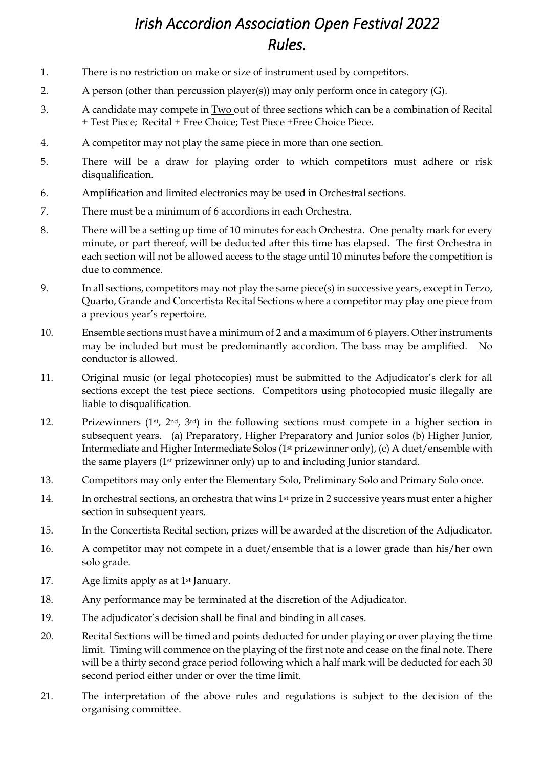# *Irish Accordion Association Open Festival 2022*
# *Rules.*

1. There is no restriction on make or size of instrument used by competitors.
2. A person (other than percussion player(s)) may only perform once in category (G).
3. A candidate may compete in Two out of three sections which can be a combination of Recital + Test Piece; Recital + Free Choice; Test Piece +Free Choice Piece.
4. A competitor may not play the same piece in more than one section.
5. There will be a draw for playing order to which competitors must adhere or risk disqualification.
6. Amplification and limited electronics may be used in Orchestral sections.
7. There must be a minimum of 6 accordions in each Orchestra.
8. There will be a setting up time of 10 minutes for each Orchestra. One penalty mark for every minute, or part thereof, will be deducted after this time has elapsed. The first Orchestra in each section will not be allowed access to the stage until 10 minutes before the competition is due to commence.
9. In all sections, competitors may not play the same piece(s) in successive years, except in Terzo, Quarto, Grande and Concertista Recital Sections where a competitor may play one piece from a previous year's repertoire.
10. Ensemble sections must have a minimum of 2 and a maximum of 6 players. Other instruments may be included but must be predominantly accordion. The bass may be amplified. No conductor is allowed.
11. Original music (or legal photocopies) must be submitted to the Adjudicator's clerk for all sections except the test piece sections. Competitors using photocopied music illegally are liable to disqualification.
12. Prizewinners (1st, 2nd, 3rd) in the following sections must compete in a higher section in subsequent years. (a) Preparatory, Higher Preparatory and Junior solos (b) Higher Junior, Intermediate and Higher Intermediate Solos (1st prizewinner only), (c) A duet/ensemble with the same players (1st prizewinner only) up to and including Junior standard.
13. Competitors may only enter the Elementary Solo, Preliminary Solo and Primary Solo once.
14. In orchestral sections, an orchestra that wins 1st prize in 2 successive years must enter a higher section in subsequent years.
15. In the Concertista Recital section, prizes will be awarded at the discretion of the Adjudicator.
16. A competitor may not compete in a duet/ensemble that is a lower grade than his/her own solo grade.
17. Age limits apply as at 1st January.
18. Any performance may be terminated at the discretion of the Adjudicator.
19. The adjudicator's decision shall be final and binding in all cases.
20. Recital Sections will be timed and points deducted for under playing or over playing the time limit. Timing will commence on the playing of the first note and cease on the final note. There will be a thirty second grace period following which a half mark will be deducted for each 30 second period either under or over the time limit.
21. The interpretation of the above rules and regulations is subject to the decision of the organising committee.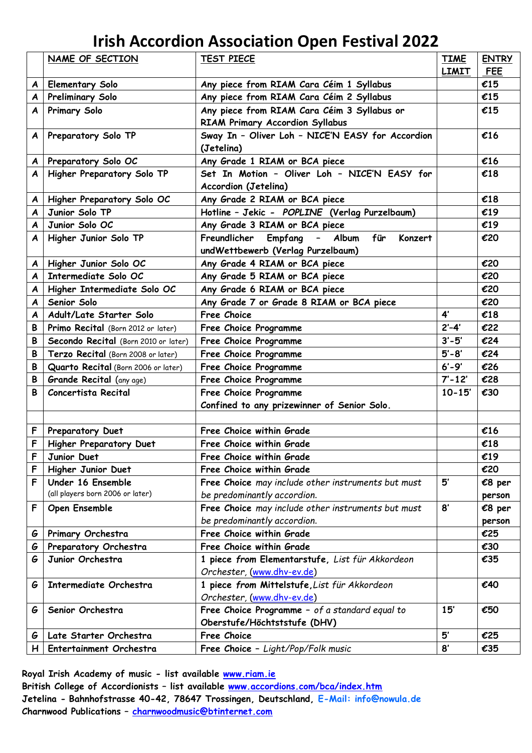# Irish Accordion Association Open Festival 2022

| | NAME OF SECTION | TEST PIECE | TIME LIMIT | ENTRY FEE |
|---|---|---|---|---|
| A | Elementary Solo | Any piece from RIAM Cara Céim 1 Syllabus | | €15 |
| A | Preliminary Solo | Any piece from RIAM Cara Céim 2 Syllabus | | €15 |
| A | Primary Solo | Any piece from RIAM Cara Céim 3 Syllabus or RIAM Primary Accordion Syllabus | | €15 |
| A | Preparatory Solo TP | Sway In – Oliver Loh – NICE'N EASY for Accordion (Jetelina) | | €16 |
| A | Preparatory Solo OC | Any Grade 1 RIAM or BCA piece | | €16 |
| A | Higher Preparatory Solo TP | Set In Motion – Oliver Loh – NICE'N EASY for Accordion (Jetelina) | | €18 |
| A | Higher Preparatory Solo OC | Any Grade 2 RIAM or BCA piece | | €18 |
| A | Junior Solo TP | Hotline – Jekic - *POPLINE* (Verlag Purzelbaum) | | €19 |
| A | Junior Solo OC | Any Grade 3 RIAM or BCA piece | | €19 |
| A | Higher Junior Solo TP | Freundlicher Empfang – Album für Konzert undWettbewerb (Verlag Purzelbaum) | | €20 |
| A | Higher Junior Solo OC | Any Grade 4 RIAM or BCA piece | | €20 |
| A | Intermediate Solo OC | Any Grade 5 RIAM or BCA piece | | €20 |
| A | Higher Intermediate Solo OC | Any Grade 6 RIAM or BCA piece | | €20 |
| A | Senior Solo | Any Grade 7 or Grade 8 RIAM or BCA piece | | €20 |
| A | Adult/Late Starter Solo | Free Choice | 4' | €18 |
| B | Primo Recital (Born 2012 or later) | Free Choice Programme | 2'-4' | €22 |
| B | Secondo Recital (Born 2010 or later) | Free Choice Programme | 3'-5' | €24 |
| B | Terzo Recital (Born 2008 or later) | Free Choice Programme | 5'-8' | €24 |
| B | Quarto Recital (Born 2006 or later) | Free Choice Programme | 6'-9' | €26 |
| B | Grande Recital (any age) | Free Choice Programme | 7'-12' | €28 |
| B | Concertista Recital | Free Choice Programme<br>Confined to any prizewinner of Senior Solo. | 10-15' | €30 |
| | | | | |
| F | Preparatory Duet | Free Choice within Grade | | €16 |
| F | Higher Preparatory Duet | Free Choice within Grade | | €18 |
| F | Junior Duet | Free Choice within Grade | | €19 |
| F | Higher Junior Duet | Free Choice within Grade | | €20 |
| F | Under 16 Ensemble (all players born 2006 or later) | Free Choice *may include other instruments but must be predominantly accordion.* | 5' | €8 per person |
| F | Open Ensemble | Free Choice *may include other instruments but must be predominantly accordion.* | 8' | €8 per person |
| G | Primary Orchestra | Free Choice within Grade | | €25 |
| G | Preparatory Orchestra | Free Choice within Grade | | €30 |
| G | Junior Orchestra | 1 piece *from* Elementarstufe, *List für Akkordeon Orchester,* (www.dhv-ev.de) | | €35 |
| G | Intermediate Orchestra | 1 piece *from* Mittelstufe, *List für Akkordeon Orchester,* (www.dhv-ev.de) | | €40 |
| G | Senior Orchestra | Free Choice Programme – *of a standard equal to* Oberstufe/Höchststufe (DHV) | 15' | €50 |
| G | Late Starter Orchestra | Free Choice | 5' | €25 |
| H | Entertainment Orchestra | Free Choice – *Light/Pop/Folk music* | 8' | €35 |

**Royal Irish Academy of music - list available www.riam.ie**
**British College of Accordionists – list available www.accordions.com/bca/index.htm**
**Jetelina - Bahnhofstrasse 40-42, 78647 Trossingen, Deutschland, E-Mail: info@nowula.de**
**Charnwood Publications – charnwoodmusic@btinternet.com**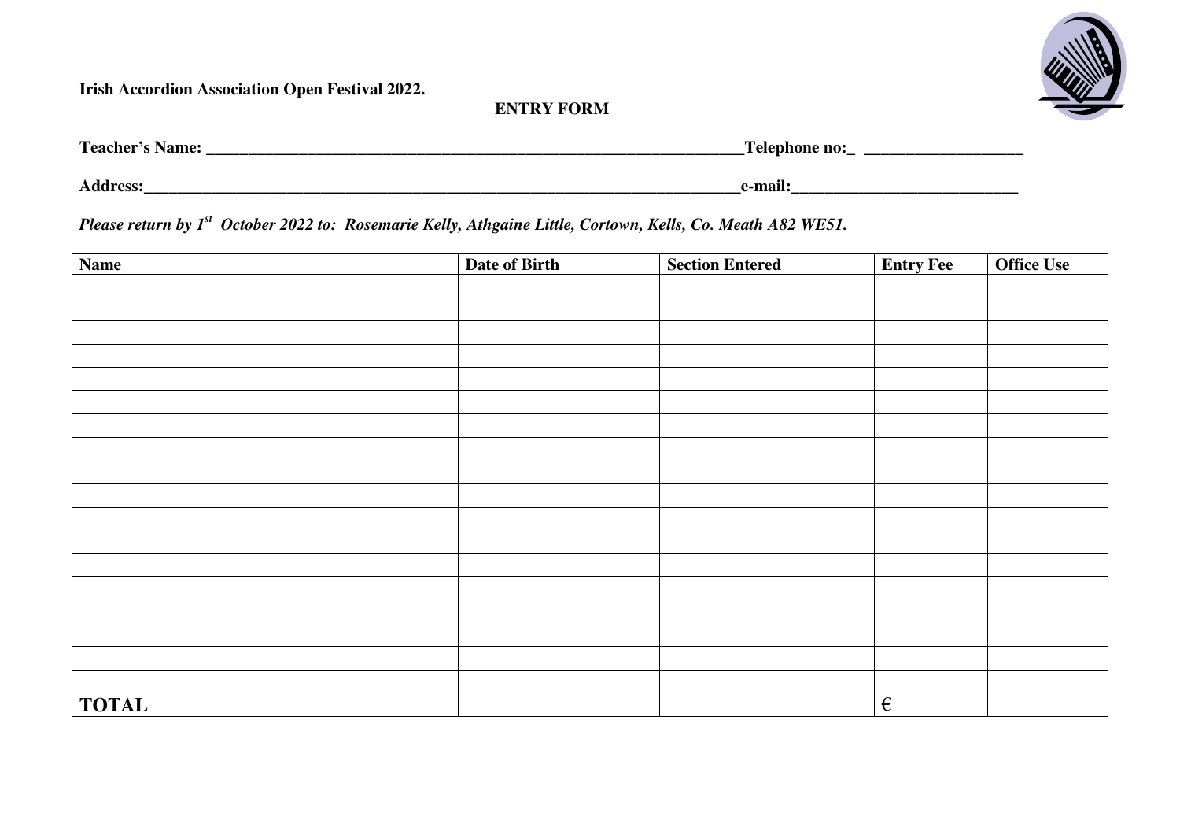**Irish Accordion Association Open Festival 2022.**

**ENTRY FORM**

**Teacher's Name: ______________________________________________Telephone no:_ ___________________**

**Address:______________________________________________________e-mail:___________________________**

***Please return by 1st October 2022 to: Rosemarie Kelly, Athgaine Little, Cortown, Kells, Co. Meath A82 WE51.***

| Name | Date of Birth | Section Entered | Entry Fee | Office Use |
|---|---|---|---|---|
| | | | | |
| | | | | |
| | | | | |
| | | | | |
| | | | | |
| | | | | |
| | | | | |
| | | | | |
| | | | | |
| | | | | |
| | | | | |
| | | | | |
| | | | | |
| | | | | |
| | | | | |
| | | | | |
| | | | | |
| | | | | |
| **TOTAL** | | | € | |